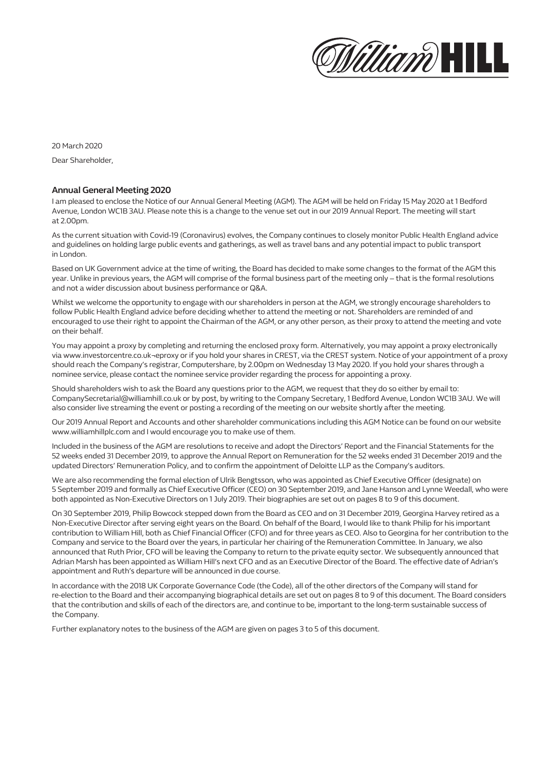20 March 2020

Dear Shareholder,

## Annual General Meeting 2020

I am pleased to enclose the Notice of our Annual General Meeting (AGM). The AGM will be held on Friday 15 May 2020 at 1 Bedford Avenue, London WC1B 3AU. Please note this is a change to the venue set out in our 2019 Annual Report. The meeting will start at 2.00pm.

As the current situation with Covid-19 (Coronavirus) evolves, the Company continues to closely monitor Public Health England advice and guidelines on holding large public events and gatherings, as well as travel bans and any potential impact to public transport in London.

Based on UK Government advice at the time of writing, the Board has decided to make some changes to the format of the AGM this year. Unlike in previous years, the AGM will comprise of the formal business part of the meeting only – that is the formal resolutions and not a wider discussion about business performance or Q&A.

Whilst we welcome the opportunity to engage with our shareholders in person at the AGM, we strongly encourage shareholders to follow Public Health England advice before deciding whether to attend the meeting or not. Shareholders are reminded of and encouraged to use their right to appoint the Chairman of the AGM, or any other person, as their proxy to attend the meeting and vote on their behalf.

You may appoint a proxy by completing and returning the enclosed proxy form. Alternatively, you may appoint a proxy electronically via www.investorcentre.co.uk¬eproxy or if you hold your shares in CREST, via the CREST system. Notice of your appointment of a proxy should reach the Company's registrar, Computershare, by 2.00pm on Wednesday 13 May 2020. If you hold your shares through a nominee service, please contact the nominee service provider regarding the process for appointing a proxy.

Should shareholders wish to ask the Board any questions prior to the AGM, we request that they do so either by email to: CompanySecretarial@williamhill.co.uk or by post, by writing to the Company Secretary, 1 Bedford Avenue, London WC1B 3AU. We will also consider live streaming the event or posting a recording of the meeting on our website shortly after the meeting.

Our 2019 Annual Report and Accounts and other shareholder communications including this AGM Notice can be found on our website www.williamhillplc.com and I would encourage you to make use of them.

Included in the business of the AGM are resolutions to receive and adopt the Directors' Report and the Financial Statements for the 52 weeks ended 31 December 2019, to approve the Annual Report on Remuneration for the 52 weeks ended 31 December 2019 and the updated Directors' Remuneration Policy, and to confirm the appointment of Deloitte LLP as the Company's auditors.

We are also recommending the formal election of Ulrik Bengtsson, who was appointed as Chief Executive Officer (designate) on 5 September 2019 and formally as Chief Executive Officer (CEO) on 30 September 2019, and Jane Hanson and Lynne Weedall, who were both appointed as Non-Executive Directors on 1 July 2019. Their biographies are set out on pages 8 to 9 of this document.

On 30 September 2019, Philip Bowcock stepped down from the Board as CEO and on 31 December 2019, Georgina Harvey retired as a Non-Executive Director after serving eight years on the Board. On behalf of the Board, I would like to thank Philip for his important contribution to William Hill, both as Chief Financial Officer (CFO) and for three years as CEO. Also to Georgina for her contribution to the Company and service to the Board over the years, in particular her chairing of the Remuneration Committee. In January, we also announced that Ruth Prior, CFO will be leaving the Company to return to the private equity sector. We subsequently announced that Adrian Marsh has been appointed as William Hill's next CFO and as an Executive Director of the Board. The effective date of Adrian's appointment and Ruth's departure will be announced in due course.

In accordance with the 2018 UK Corporate Governance Code (the Code), all of the other directors of the Company will stand for re-election to the Board and their accompanying biographical details are set out on pages 8 to 9 of this document. The Board considers that the contribution and skills of each of the directors are, and continue to be, important to the long-term sustainable success of the Company.

Further explanatory notes to the business of the AGM are given on pages 3 to 5 of this document.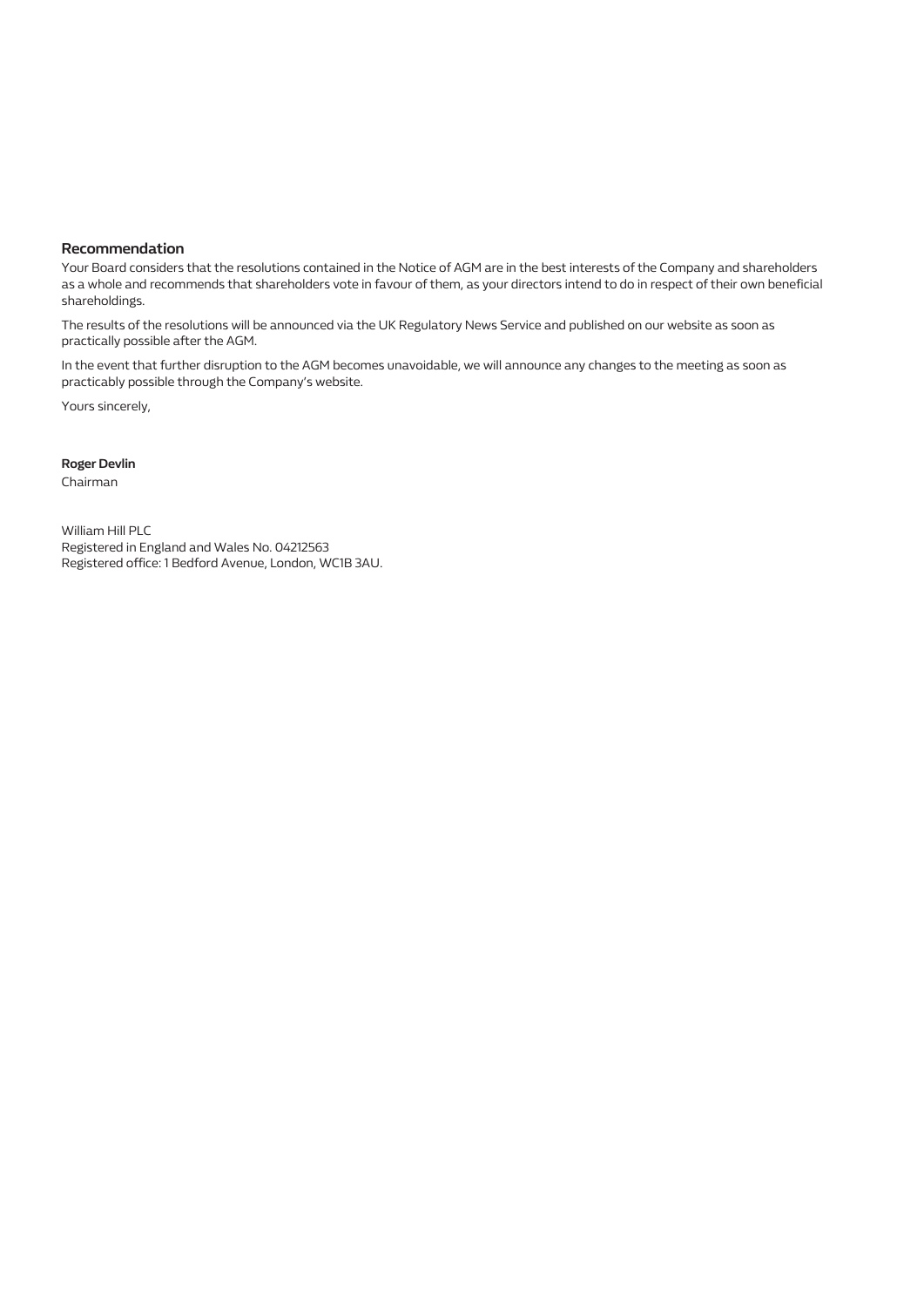## Recommendation

Your Board considers that the resolutions contained in the Notice of AGM are in the best interests of the Company and shareholders as a whole and recommends that shareholders vote in favour of them, as your directors intend to do in respect of their own beneficial shareholdings.

The results of the resolutions will be announced via the UK Regulatory News Service and published on our website as soon as practically possible after the AGM.

In the event that further disruption to the AGM becomes unavoidable, we will announce any changes to the meeting as soon as practicably possible through the Company's website.

Yours sincerely,

**Roger Devlin**
Chairman

William Hill PLC
Registered in England and Wales No. 04212563
Registered office: 1 Bedford Avenue, London, WC1B 3AU.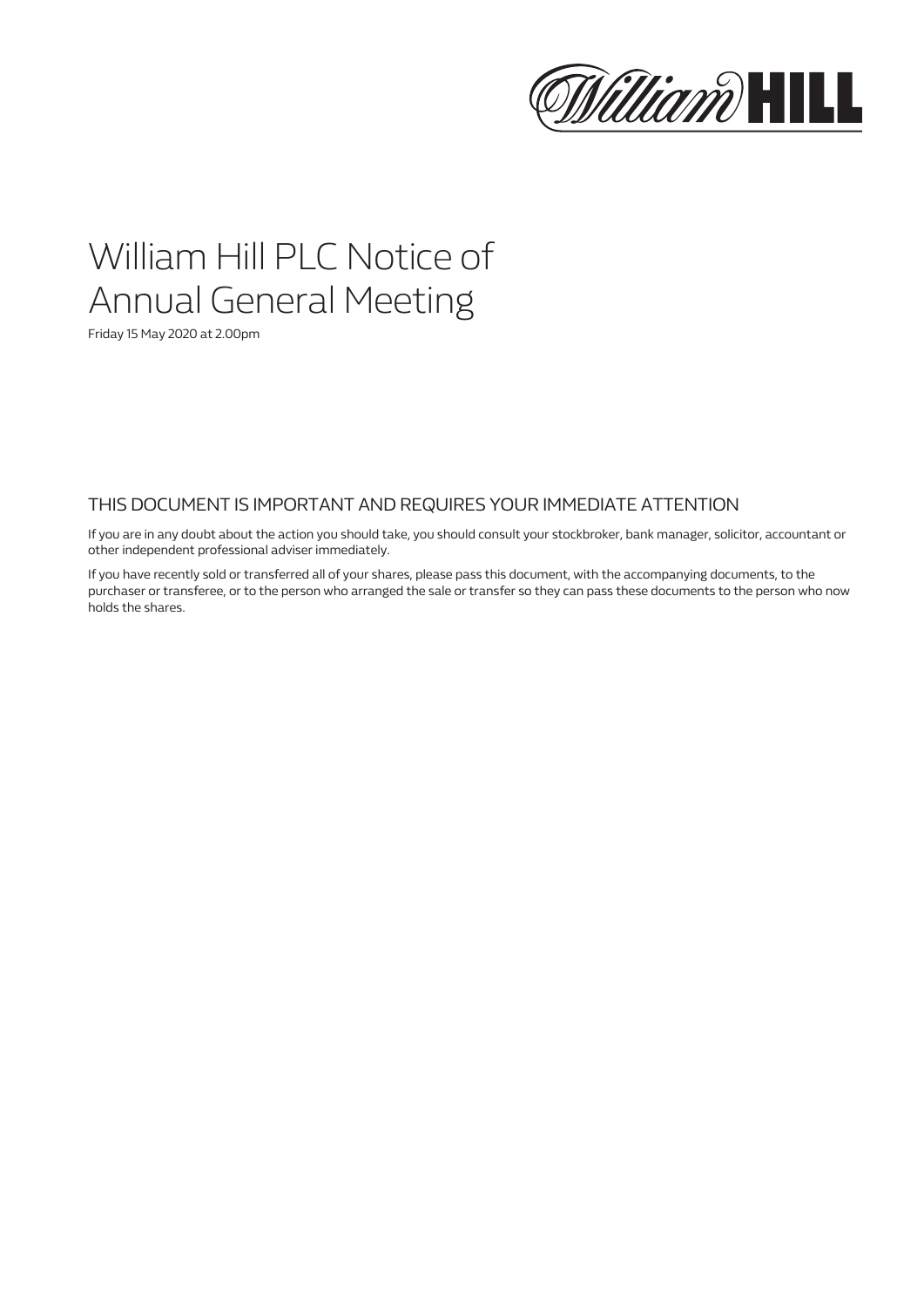# William Hill PLC Notice of Annual General Meeting

Friday 15 May 2020 at 2.00pm

## THIS DOCUMENT IS IMPORTANT AND REQUIRES YOUR IMMEDIATE ATTENTION

If you are in any doubt about the action you should take, you should consult your stockbroker, bank manager, solicitor, accountant or other independent professional adviser immediately.

If you have recently sold or transferred all of your shares, please pass this document, with the accompanying documents, to the purchaser or transferee, or to the person who arranged the sale or transfer so they can pass these documents to the person who now holds the shares.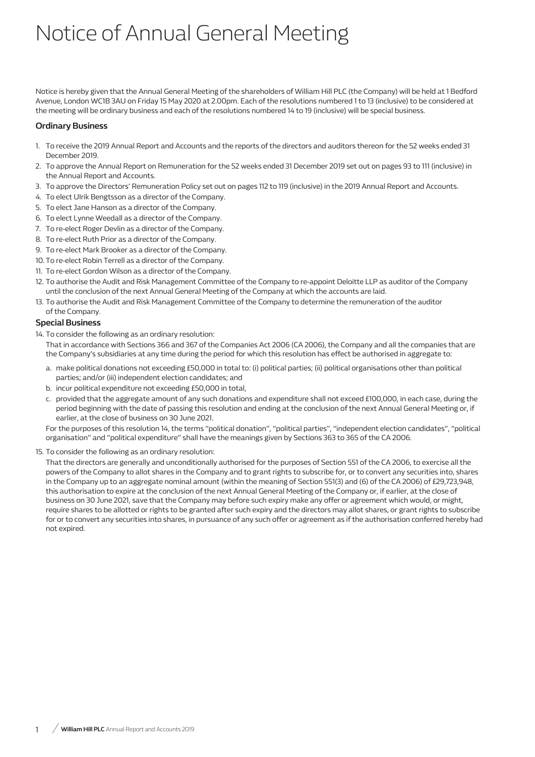# Notice of Annual General Meeting

Notice is hereby given that the Annual General Meeting of the shareholders of William Hill PLC (the Company) will be held at 1 Bedford Avenue, London WC1B 3AU on Friday 15 May 2020 at 2.00pm. Each of the resolutions numbered 1 to 13 (inclusive) to be considered at the meeting will be ordinary business and each of the resolutions numbered 14 to 19 (inclusive) will be special business.

### Ordinary Business

1. To receive the 2019 Annual Report and Accounts and the reports of the directors and auditors thereon for the 52 weeks ended 31 December 2019.
2. To approve the Annual Report on Remuneration for the 52 weeks ended 31 December 2019 set out on pages 93 to 111 (inclusive) in the Annual Report and Accounts.
3. To approve the Directors' Remuneration Policy set out on pages 112 to 119 (inclusive) in the 2019 Annual Report and Accounts.
4. To elect Ulrik Bengtsson as a director of the Company.
5. To elect Jane Hanson as a director of the Company.
6. To elect Lynne Weedall as a director of the Company.
7. To re-elect Roger Devlin as a director of the Company.
8. To re-elect Ruth Prior as a director of the Company.
9. To re-elect Mark Brooker as a director of the Company.
10. To re-elect Robin Terrell as a director of the Company.
11. To re-elect Gordon Wilson as a director of the Company.
12. To authorise the Audit and Risk Management Committee of the Company to re-appoint Deloitte LLP as auditor of the Company until the conclusion of the next Annual General Meeting of the Company at which the accounts are laid.
13. To authorise the Audit and Risk Management Committee of the Company to determine the remuneration of the auditor of the Company.

### Special Business

14. To consider the following as an ordinary resolution:

    That in accordance with Sections 366 and 367 of the Companies Act 2006 (CA 2006), the Company and all the companies that are the Company's subsidiaries at any time during the period for which this resolution has effect be authorised in aggregate to:

    a. make political donations not exceeding £50,000 in total to: (i) political parties; (ii) political organisations other than political parties; and/or (iii) independent election candidates; and
    b. incur political expenditure not exceeding £50,000 in total,
    c. provided that the aggregate amount of any such donations and expenditure shall not exceed £100,000, in each case, during the period beginning with the date of passing this resolution and ending at the conclusion of the next Annual General Meeting or, if earlier, at the close of business on 30 June 2021.

    For the purposes of this resolution 14, the terms "political donation", "political parties", "independent election candidates", "political organisation" and "political expenditure" shall have the meanings given by Sections 363 to 365 of the CA 2006.

15. To consider the following as an ordinary resolution:

    That the directors are generally and unconditionally authorised for the purposes of Section 551 of the CA 2006, to exercise all the powers of the Company to allot shares in the Company and to grant rights to subscribe for, or to convert any securities into, shares in the Company up to an aggregate nominal amount (within the meaning of Section 551(3) and (6) of the CA 2006) of £29,723,948, this authorisation to expire at the conclusion of the next Annual General Meeting of the Company or, if earlier, at the close of business on 30 June 2021, save that the Company may before such expiry make any offer or agreement which would, or might, require shares to be allotted or rights to be granted after such expiry and the directors may allot shares, or grant rights to subscribe for or to convert any securities into shares, in pursuance of any such offer or agreement as if the authorisation conferred hereby had not expired.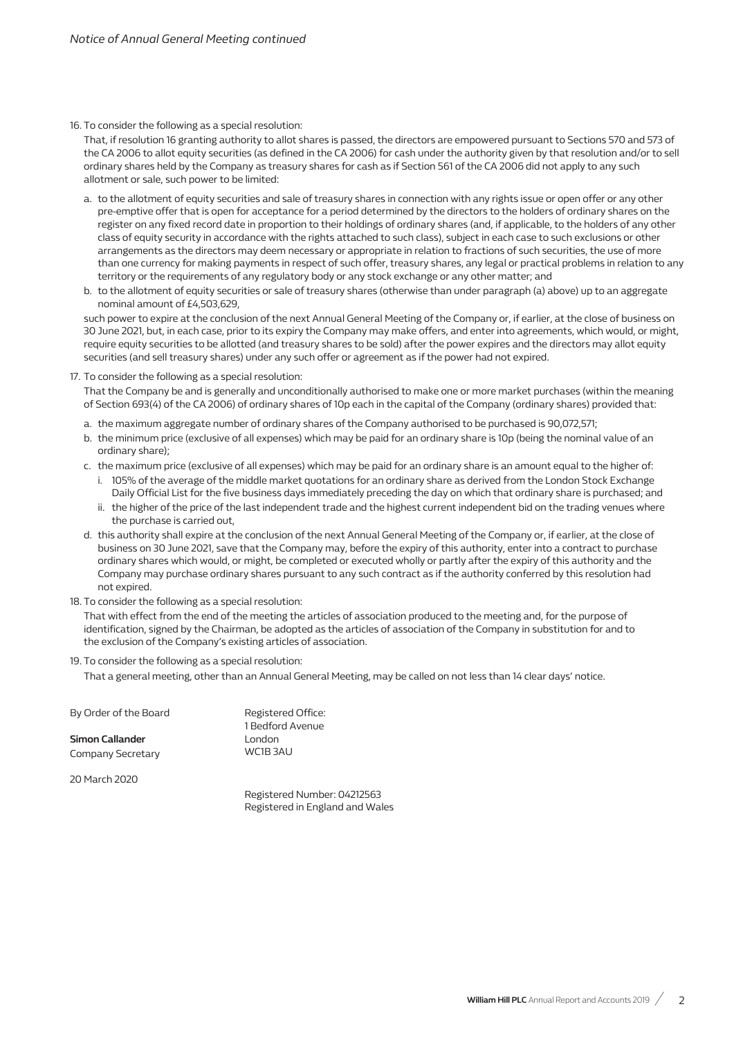16. To consider the following as a special resolution:

    That, if resolution 16 granting authority to allot shares is passed, the directors are empowered pursuant to Sections 570 and 573 of the CA 2006 to allot equity securities (as defined in the CA 2006) for cash under the authority given by that resolution and/or to sell ordinary shares held by the Company as treasury shares for cash as if Section 561 of the CA 2006 did not apply to any such allotment or sale, such power to be limited:

    a. to the allotment of equity securities and sale of treasury shares in connection with any rights issue or open offer or any other pre-emptive offer that is open for acceptance for a period determined by the directors to the holders of ordinary shares on the register on any fixed record date in proportion to their holdings of ordinary shares (and, if applicable, to the holders of any other class of equity security in accordance with the rights attached to such class), subject in each case to such exclusions or other arrangements as the directors may deem necessary or appropriate in relation to fractions of such securities, the use of more than one currency for making payments in respect of such offer, treasury shares, any legal or practical problems in relation to any territory or the requirements of any regulatory body or any stock exchange or any other matter; and
    b. to the allotment of equity securities or sale of treasury shares (otherwise than under paragraph (a) above) up to an aggregate nominal amount of £4,503,629,

    such power to expire at the conclusion of the next Annual General Meeting of the Company or, if earlier, at the close of business on 30 June 2021, but, in each case, prior to its expiry the Company may make offers, and enter into agreements, which would, or might, require equity securities to be allotted (and treasury shares to be sold) after the power expires and the directors may allot equity securities (and sell treasury shares) under any such offer or agreement as if the power had not expired.

17. To consider the following as a special resolution:

    That the Company be and is generally and unconditionally authorised to make one or more market purchases (within the meaning of Section 693(4) of the CA 2006) of ordinary shares of 10p each in the capital of the Company (ordinary shares) provided that:

    a. the maximum aggregate number of ordinary shares of the Company authorised to be purchased is 90,072,571;
    b. the minimum price (exclusive of all expenses) which may be paid for an ordinary share is 10p (being the nominal value of an ordinary share);
    c. the maximum price (exclusive of all expenses) which may be paid for an ordinary share is an amount equal to the higher of:
       i. 105% of the average of the middle market quotations for an ordinary share as derived from the London Stock Exchange Daily Official List for the five business days immediately preceding the day on which that ordinary share is purchased; and
       ii. the higher of the price of the last independent trade and the highest current independent bid on the trading venues where the purchase is carried out,
    d. this authority shall expire at the conclusion of the next Annual General Meeting of the Company or, if earlier, at the close of business on 30 June 2021, save that the Company may, before the expiry of this authority, enter into a contract to purchase ordinary shares which would, or might, be completed or executed wholly or partly after the expiry of this authority and the Company may purchase ordinary shares pursuant to any such contract as if the authority conferred by this resolution had not expired.

18. To consider the following as a special resolution:

    That with effect from the end of the meeting the articles of association produced to the meeting and, for the purpose of identification, signed by the Chairman, be adopted as the articles of association of the Company in substitution for and to the exclusion of the Company's existing articles of association.

19. To consider the following as a special resolution:

    That a general meeting, other than an Annual General Meeting, may be called on not less than 14 clear days' notice.

By Order of the Board

**Simon Callander**
Company Secretary

20 March 2020

Registered Office:
1 Bedford Avenue
London
WC1B 3AU

Registered Number: 04212563
Registered in England and Wales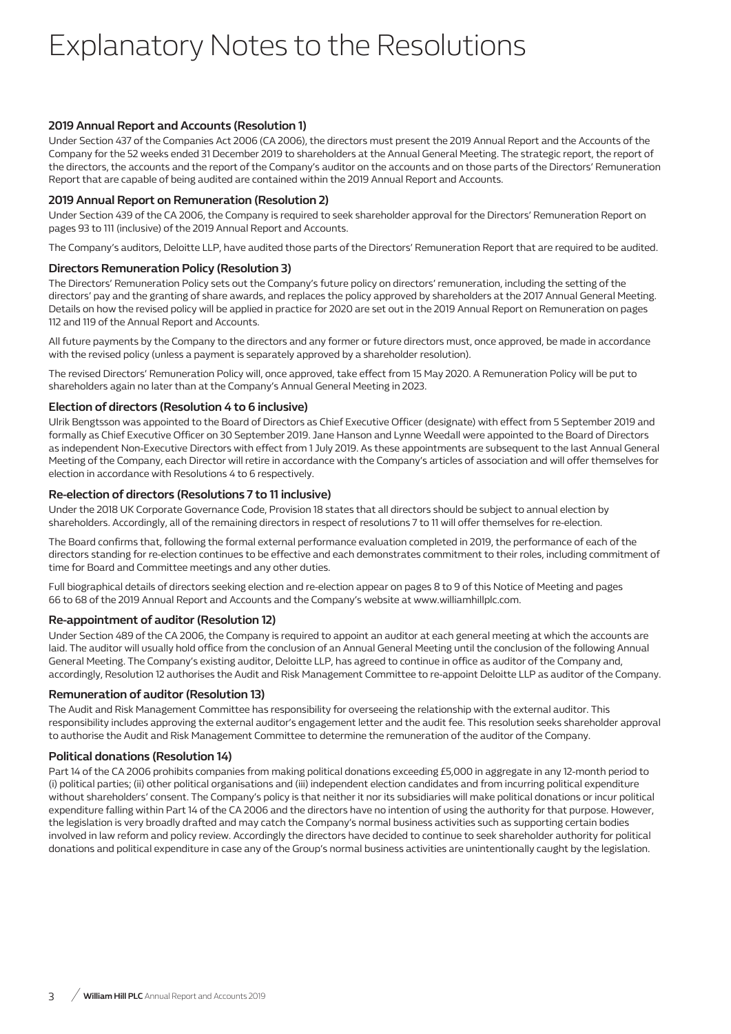# Explanatory Notes to the Resolutions

### 2019 Annual Report and Accounts (Resolution 1)

Under Section 437 of the Companies Act 2006 (CA 2006), the directors must present the 2019 Annual Report and the Accounts of the Company for the 52 weeks ended 31 December 2019 to shareholders at the Annual General Meeting. The strategic report, the report of the directors, the accounts and the report of the Company's auditor on the accounts and on those parts of the Directors' Remuneration Report that are capable of being audited are contained within the 2019 Annual Report and Accounts.

### 2019 Annual Report on Remuneration (Resolution 2)

Under Section 439 of the CA 2006, the Company is required to seek shareholder approval for the Directors' Remuneration Report on pages 93 to 111 (inclusive) of the 2019 Annual Report and Accounts.

The Company's auditors, Deloitte LLP, have audited those parts of the Directors' Remuneration Report that are required to be audited.

### Directors Remuneration Policy (Resolution 3)

The Directors' Remuneration Policy sets out the Company's future policy on directors' remuneration, including the setting of the directors' pay and the granting of share awards, and replaces the policy approved by shareholders at the 2017 Annual General Meeting. Details on how the revised policy will be applied in practice for 2020 are set out in the 2019 Annual Report on Remuneration on pages 112 and 119 of the Annual Report and Accounts.

All future payments by the Company to the directors and any former or future directors must, once approved, be made in accordance with the revised policy (unless a payment is separately approved by a shareholder resolution).

The revised Directors' Remuneration Policy will, once approved, take effect from 15 May 2020. A Remuneration Policy will be put to shareholders again no later than at the Company's Annual General Meeting in 2023.

### Election of directors (Resolution 4 to 6 inclusive)

Ulrik Bengtsson was appointed to the Board of Directors as Chief Executive Officer (designate) with effect from 5 September 2019 and formally as Chief Executive Officer on 30 September 2019. Jane Hanson and Lynne Weedall were appointed to the Board of Directors as independent Non-Executive Directors with effect from 1 July 2019. As these appointments are subsequent to the last Annual General Meeting of the Company, each Director will retire in accordance with the Company's articles of association and will offer themselves for election in accordance with Resolutions 4 to 6 respectively.

### Re-election of directors (Resolutions 7 to 11 inclusive)

Under the 2018 UK Corporate Governance Code, Provision 18 states that all directors should be subject to annual election by shareholders. Accordingly, all of the remaining directors in respect of resolutions 7 to 11 will offer themselves for re-election.

The Board confirms that, following the formal external performance evaluation completed in 2019, the performance of each of the directors standing for re-election continues to be effective and each demonstrates commitment to their roles, including commitment of time for Board and Committee meetings and any other duties.

Full biographical details of directors seeking election and re-election appear on pages 8 to 9 of this Notice of Meeting and pages 66 to 68 of the 2019 Annual Report and Accounts and the Company's website at www.williamhillplc.com.

### Re-appointment of auditor (Resolution 12)

Under Section 489 of the CA 2006, the Company is required to appoint an auditor at each general meeting at which the accounts are laid. The auditor will usually hold office from the conclusion of an Annual General Meeting until the conclusion of the following Annual General Meeting. The Company's existing auditor, Deloitte LLP, has agreed to continue in office as auditor of the Company and, accordingly, Resolution 12 authorises the Audit and Risk Management Committee to re-appoint Deloitte LLP as auditor of the Company.

### Remuneration of auditor (Resolution 13)

The Audit and Risk Management Committee has responsibility for overseeing the relationship with the external auditor. This responsibility includes approving the external auditor's engagement letter and the audit fee. This resolution seeks shareholder approval to authorise the Audit and Risk Management Committee to determine the remuneration of the auditor of the Company.

### Political donations (Resolution 14)

Part 14 of the CA 2006 prohibits companies from making political donations exceeding £5,000 in aggregate in any 12-month period to (i) political parties; (ii) other political organisations and (iii) independent election candidates and from incurring political expenditure without shareholders' consent. The Company's policy is that neither it nor its subsidiaries will make political donations or incur political expenditure falling within Part 14 of the CA 2006 and the directors have no intention of using the authority for that purpose. However, the legislation is very broadly drafted and may catch the Company's normal business activities such as supporting certain bodies involved in law reform and policy review. Accordingly the directors have decided to continue to seek shareholder authority for political donations and political expenditure in case any of the Group's normal business activities are unintentionally caught by the legislation.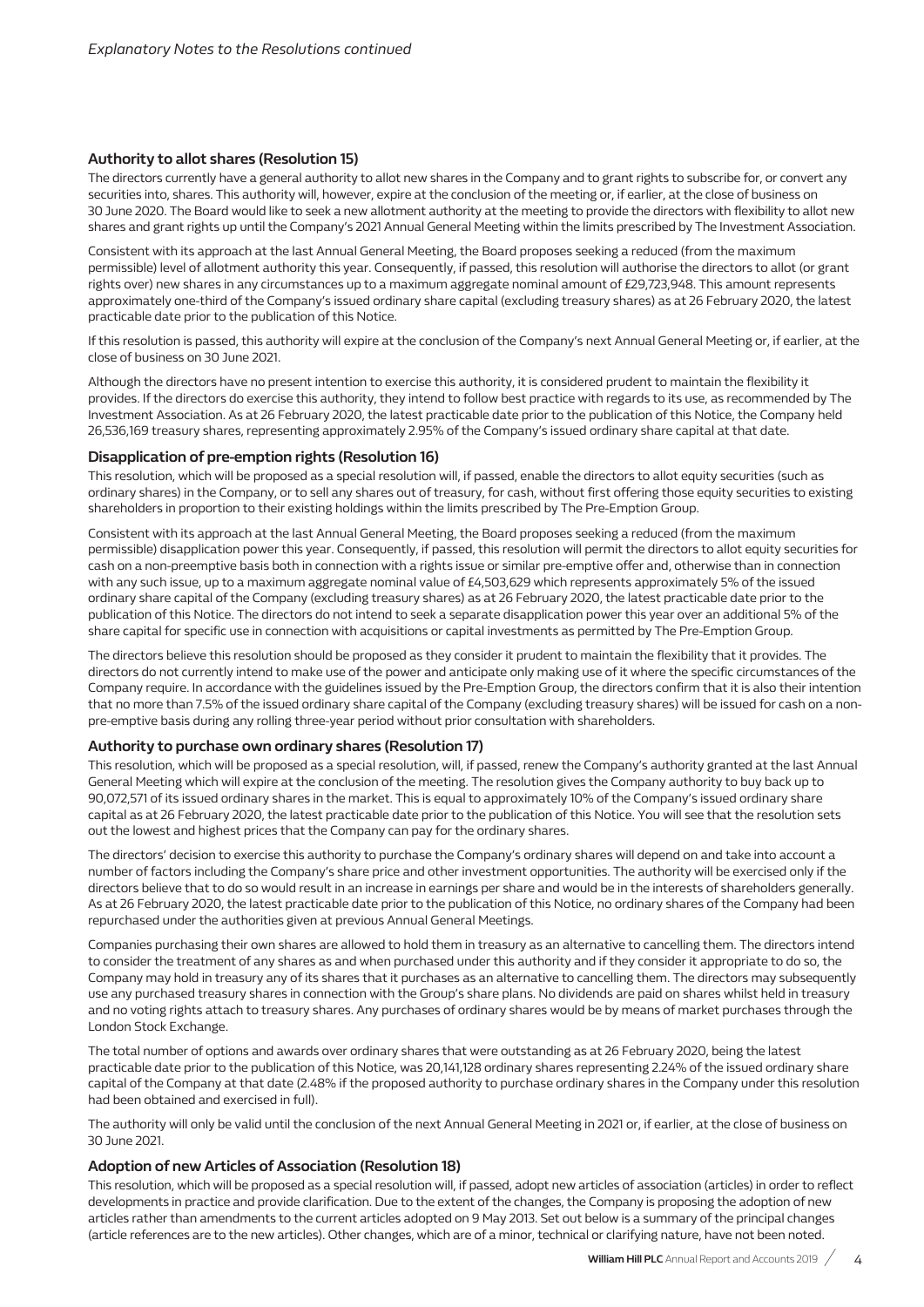## Authority to allot shares (Resolution 15)

The directors currently have a general authority to allot new shares in the Company and to grant rights to subscribe for, or convert any securities into, shares. This authority will, however, expire at the conclusion of the meeting or, if earlier, at the close of business on 30 June 2020. The Board would like to seek a new allotment authority at the meeting to provide the directors with flexibility to allot new shares and grant rights up until the Company's 2021 Annual General Meeting within the limits prescribed by The Investment Association.

Consistent with its approach at the last Annual General Meeting, the Board proposes seeking a reduced (from the maximum permissible) level of allotment authority this year. Consequently, if passed, this resolution will authorise the directors to allot (or grant rights over) new shares in any circumstances up to a maximum aggregate nominal amount of £29,723,948. This amount represents approximately one-third of the Company's issued ordinary share capital (excluding treasury shares) as at 26 February 2020, the latest practicable date prior to the publication of this Notice.

If this resolution is passed, this authority will expire at the conclusion of the Company's next Annual General Meeting or, if earlier, at the close of business on 30 June 2021.

Although the directors have no present intention to exercise this authority, it is considered prudent to maintain the flexibility it provides. If the directors do exercise this authority, they intend to follow best practice with regards to its use, as recommended by The Investment Association. As at 26 February 2020, the latest practicable date prior to the publication of this Notice, the Company held 26,536,169 treasury shares, representing approximately 2.95% of the Company's issued ordinary share capital at that date.

## Disapplication of pre-emption rights (Resolution 16)

This resolution, which will be proposed as a special resolution will, if passed, enable the directors to allot equity securities (such as ordinary shares) in the Company, or to sell any shares out of treasury, for cash, without first offering those equity securities to existing shareholders in proportion to their existing holdings within the limits prescribed by The Pre-Emption Group.

Consistent with its approach at the last Annual General Meeting, the Board proposes seeking a reduced (from the maximum permissible) disapplication power this year. Consequently, if passed, this resolution will permit the directors to allot equity securities for cash on a non-preemptive basis both in connection with a rights issue or similar pre-emptive offer and, otherwise than in connection with any such issue, up to a maximum aggregate nominal value of £4,503,629 which represents approximately 5% of the issued ordinary share capital of the Company (excluding treasury shares) as at 26 February 2020, the latest practicable date prior to the publication of this Notice. The directors do not intend to seek a separate disapplication power this year over an additional 5% of the share capital for specific use in connection with acquisitions or capital investments as permitted by The Pre-Emption Group.

The directors believe this resolution should be proposed as they consider it prudent to maintain the flexibility that it provides. The directors do not currently intend to make use of the power and anticipate only making use of it where the specific circumstances of the Company require. In accordance with the guidelines issued by the Pre-Emption Group, the directors confirm that it is also their intention that no more than 7.5% of the issued ordinary share capital of the Company (excluding treasury shares) will be issued for cash on a non-pre-emptive basis during any rolling three-year period without prior consultation with shareholders.

## Authority to purchase own ordinary shares (Resolution 17)

This resolution, which will be proposed as a special resolution, will, if passed, renew the Company's authority granted at the last Annual General Meeting which will expire at the conclusion of the meeting. The resolution gives the Company authority to buy back up to 90,072,571 of its issued ordinary shares in the market. This is equal to approximately 10% of the Company's issued ordinary share capital as at 26 February 2020, the latest practicable date prior to the publication of this Notice. You will see that the resolution sets out the lowest and highest prices that the Company can pay for the ordinary shares.

The directors' decision to exercise this authority to purchase the Company's ordinary shares will depend on and take into account a number of factors including the Company's share price and other investment opportunities. The authority will be exercised only if the directors believe that to do so would result in an increase in earnings per share and would be in the interests of shareholders generally. As at 26 February 2020, the latest practicable date prior to the publication of this Notice, no ordinary shares of the Company had been repurchased under the authorities given at previous Annual General Meetings.

Companies purchasing their own shares are allowed to hold them in treasury as an alternative to cancelling them. The directors intend to consider the treatment of any shares as and when purchased under this authority and if they consider it appropriate to do so, the Company may hold in treasury any of its shares that it purchases as an alternative to cancelling them. The directors may subsequently use any purchased treasury shares in connection with the Group's share plans. No dividends are paid on shares whilst held in treasury and no voting rights attach to treasury shares. Any purchases of ordinary shares would be by means of market purchases through the London Stock Exchange.

The total number of options and awards over ordinary shares that were outstanding as at 26 February 2020, being the latest practicable date prior to the publication of this Notice, was 20,141,128 ordinary shares representing 2.24% of the issued ordinary share capital of the Company at that date (2.48% if the proposed authority to purchase ordinary shares in the Company under this resolution had been obtained and exercised in full).

The authority will only be valid until the conclusion of the next Annual General Meeting in 2021 or, if earlier, at the close of business on 30 June 2021.

## Adoption of new Articles of Association (Resolution 18)

This resolution, which will be proposed as a special resolution will, if passed, adopt new articles of association (articles) in order to reflect developments in practice and provide clarification. Due to the extent of the changes, the Company is proposing the adoption of new articles rather than amendments to the current articles adopted on 9 May 2013. Set out below is a summary of the principal changes (article references are to the new articles). Other changes, which are of a minor, technical or clarifying nature, have not been noted.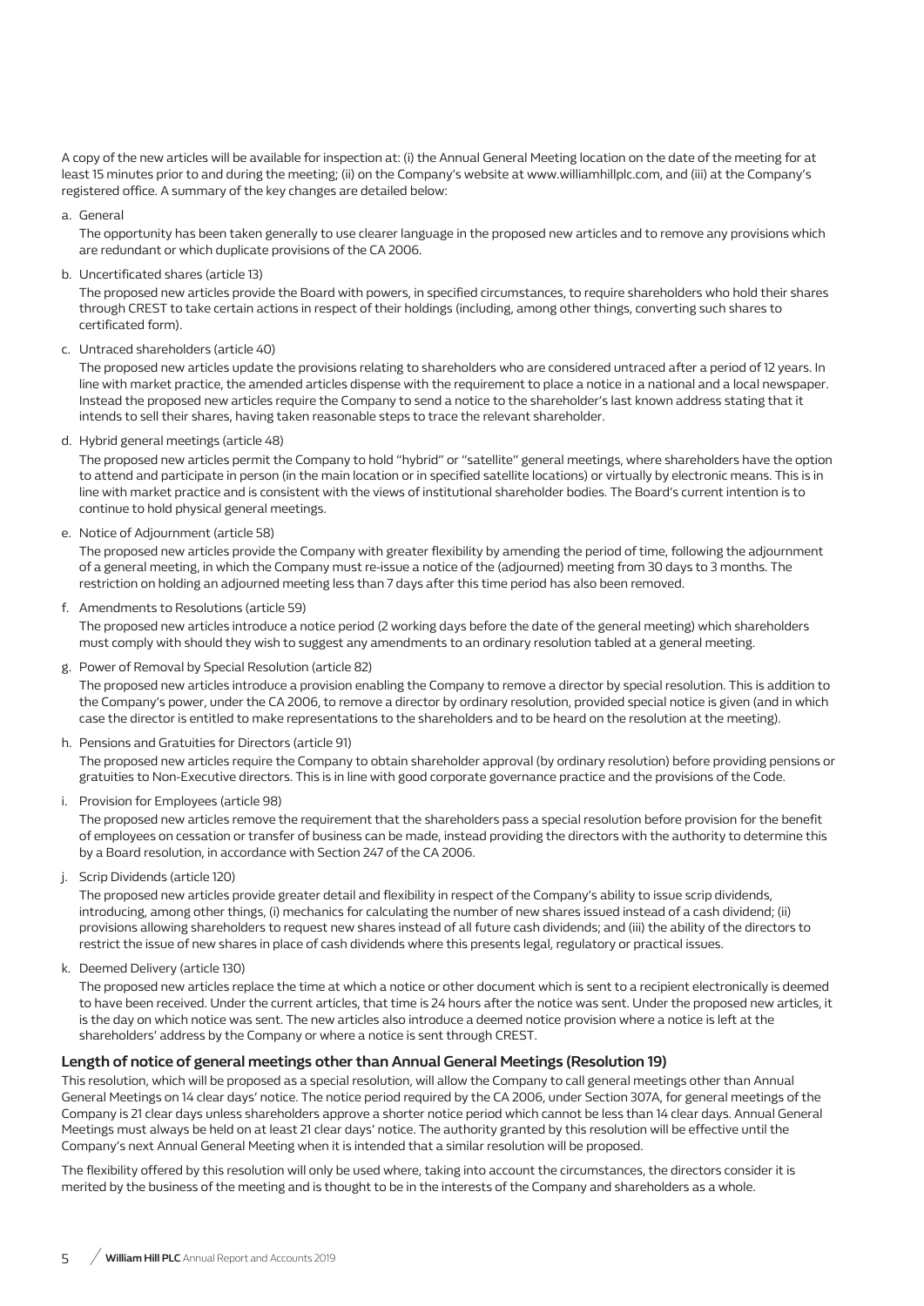A copy of the new articles will be available for inspection at: (i) the Annual General Meeting location on the date of the meeting for at least 15 minutes prior to and during the meeting; (ii) on the Company's website at www.williamhillplc.com, and (iii) at the Company's registered office. A summary of the key changes are detailed below:

a. General

   The opportunity has been taken generally to use clearer language in the proposed new articles and to remove any provisions which are redundant or which duplicate provisions of the CA 2006.

b. Uncertificated shares (article 13)

   The proposed new articles provide the Board with powers, in specified circumstances, to require shareholders who hold their shares through CREST to take certain actions in respect of their holdings (including, among other things, converting such shares to certificated form).

c. Untraced shareholders (article 40)

   The proposed new articles update the provisions relating to shareholders who are considered untraced after a period of 12 years. In line with market practice, the amended articles dispense with the requirement to place a notice in a national and a local newspaper. Instead the proposed new articles require the Company to send a notice to the shareholder's last known address stating that it intends to sell their shares, having taken reasonable steps to trace the relevant shareholder.

d. Hybrid general meetings (article 48)

   The proposed new articles permit the Company to hold "hybrid" or "satellite" general meetings, where shareholders have the option to attend and participate in person (in the main location or in specified satellite locations) or virtually by electronic means. This is in line with market practice and is consistent with the views of institutional shareholder bodies. The Board's current intention is to continue to hold physical general meetings.

e. Notice of Adjournment (article 58)

   The proposed new articles provide the Company with greater flexibility by amending the period of time, following the adjournment of a general meeting, in which the Company must re-issue a notice of the (adjourned) meeting from 30 days to 3 months. The restriction on holding an adjourned meeting less than 7 days after this time period has also been removed.

f. Amendments to Resolutions (article 59)

   The proposed new articles introduce a notice period (2 working days before the date of the general meeting) which shareholders must comply with should they wish to suggest any amendments to an ordinary resolution tabled at a general meeting.

g. Power of Removal by Special Resolution (article 82)

   The proposed new articles introduce a provision enabling the Company to remove a director by special resolution. This is addition to the Company's power, under the CA 2006, to remove a director by ordinary resolution, provided special notice is given (and in which case the director is entitled to make representations to the shareholders and to be heard on the resolution at the meeting).

h. Pensions and Gratuities for Directors (article 91)

   The proposed new articles require the Company to obtain shareholder approval (by ordinary resolution) before providing pensions or gratuities to Non-Executive directors. This is in line with good corporate governance practice and the provisions of the Code.

i. Provision for Employees (article 98)

   The proposed new articles remove the requirement that the shareholders pass a special resolution before provision for the benefit of employees on cessation or transfer of business can be made, instead providing the directors with the authority to determine this by a Board resolution, in accordance with Section 247 of the CA 2006.

j. Scrip Dividends (article 120)

   The proposed new articles provide greater detail and flexibility in respect of the Company's ability to issue scrip dividends, introducing, among other things, (i) mechanics for calculating the number of new shares issued instead of a cash dividend; (ii) provisions allowing shareholders to request new shares instead of all future cash dividends; and (iii) the ability of the directors to restrict the issue of new shares in place of cash dividends where this presents legal, regulatory or practical issues.

k. Deemed Delivery (article 130)

   The proposed new articles replace the time at which a notice or other document which is sent to a recipient electronically is deemed to have been received. Under the current articles, that time is 24 hours after the notice was sent. Under the proposed new articles, it is the day on which notice was sent. The new articles also introduce a deemed notice provision where a notice is left at the shareholders' address by the Company or where a notice is sent through CREST.

### Length of notice of general meetings other than Annual General Meetings (Resolution 19)

This resolution, which will be proposed as a special resolution, will allow the Company to call general meetings other than Annual General Meetings on 14 clear days' notice. The notice period required by the CA 2006, under Section 307A, for general meetings of the Company is 21 clear days unless shareholders approve a shorter notice period which cannot be less than 14 clear days. Annual General Meetings must always be held on at least 21 clear days' notice. The authority granted by this resolution will be effective until the Company's next Annual General Meeting when it is intended that a similar resolution will be proposed.

The flexibility offered by this resolution will only be used where, taking into account the circumstances, the directors consider it is merited by the business of the meeting and is thought to be in the interests of the Company and shareholders as a whole.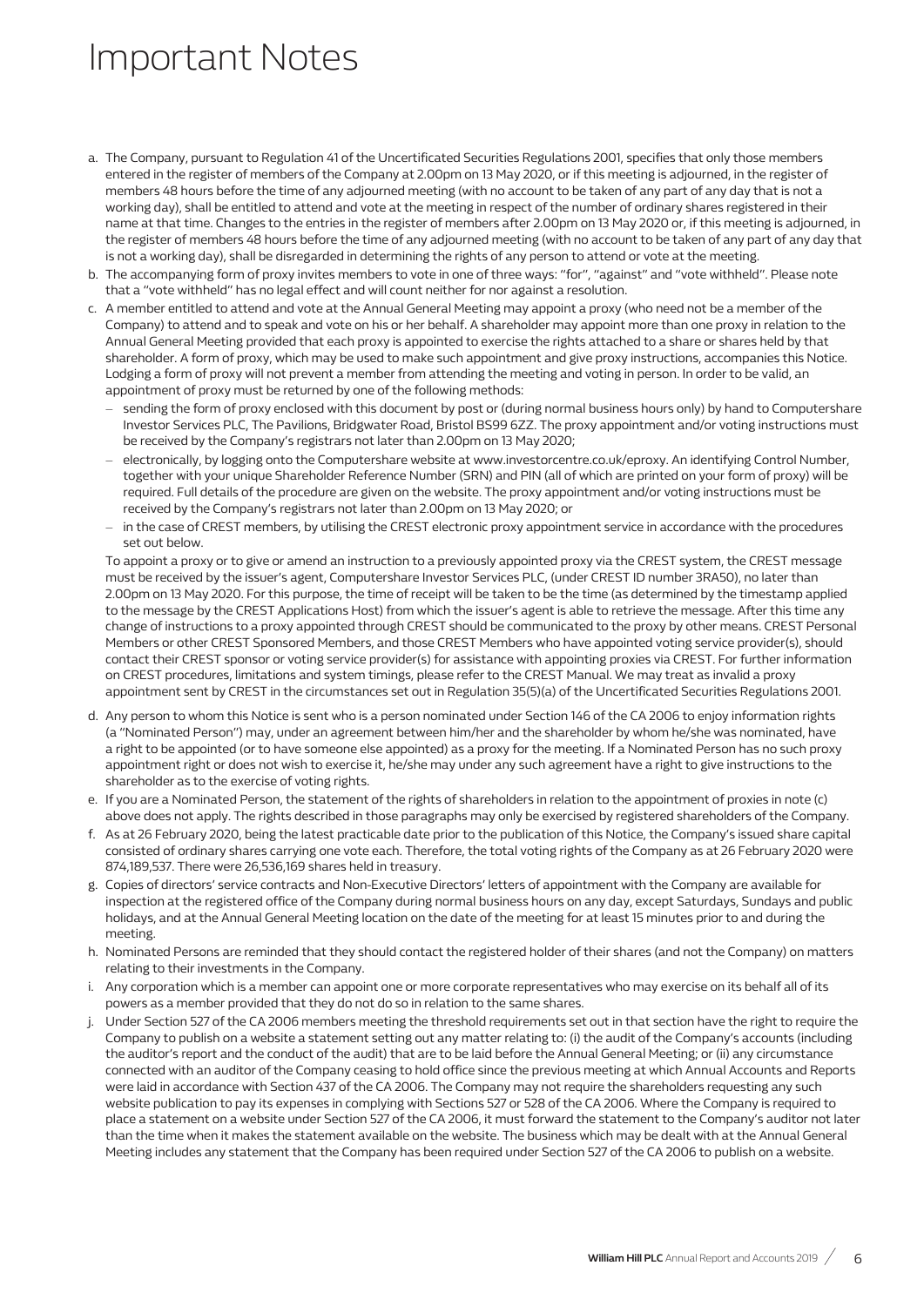# Important Notes

a. The Company, pursuant to Regulation 41 of the Uncertificated Securities Regulations 2001, specifies that only those members entered in the register of members of the Company at 2.00pm on 13 May 2020, or if this meeting is adjourned, in the register of members 48 hours before the time of any adjourned meeting (with no account to be taken of any part of any day that is not a working day), shall be entitled to attend and vote at the meeting in respect of the number of ordinary shares registered in their name at that time. Changes to the entries in the register of members after 2.00pm on 13 May 2020 or, if this meeting is adjourned, in the register of members 48 hours before the time of any adjourned meeting (with no account to be taken of any part of any day that is not a working day), shall be disregarded in determining the rights of any person to attend or vote at the meeting.

b. The accompanying form of proxy invites members to vote in one of three ways: "for", "against" and "vote withheld". Please note that a "vote withheld" has no legal effect and will count neither for nor against a resolution.

c. A member entitled to attend and vote at the Annual General Meeting may appoint a proxy (who need not be a member of the Company) to attend and to speak and vote on his or her behalf. A shareholder may appoint more than one proxy in relation to the Annual General Meeting provided that each proxy is appointed to exercise the rights attached to a share or shares held by that shareholder. A form of proxy, which may be used to make such appointment and give proxy instructions, accompanies this Notice. Lodging a form of proxy will not prevent a member from attending the meeting and voting in person. In order to be valid, an appointment of proxy must be returned by one of the following methods:
   - sending the form of proxy enclosed with this document by post or (during normal business hours only) by hand to Computershare Investor Services PLC, The Pavilions, Bridgwater Road, Bristol BS99 6ZZ. The proxy appointment and/or voting instructions must be received by the Company's registrars not later than 2.00pm on 13 May 2020;
   - electronically, by logging onto the Computershare website at www.investorcentre.co.uk/eproxy. An identifying Control Number, together with your unique Shareholder Reference Number (SRN) and PIN (all of which are printed on your form of proxy) will be required. Full details of the procedure are given on the website. The proxy appointment and/or voting instructions must be received by the Company's registrars not later than 2.00pm on 13 May 2020; or
   - in the case of CREST members, by utilising the CREST electronic proxy appointment service in accordance with the procedures set out below.

   To appoint a proxy or to give or amend an instruction to a previously appointed proxy via the CREST system, the CREST message must be received by the issuer's agent, Computershare Investor Services PLC, (under CREST ID number 3RA50), no later than 2.00pm on 13 May 2020. For this purpose, the time of receipt will be taken to be the time (as determined by the timestamp applied to the message by the CREST Applications Host) from which the issuer's agent is able to retrieve the message. After this time any change of instructions to a proxy appointed through CREST should be communicated to the proxy by other means. CREST Personal Members or other CREST Sponsored Members, and those CREST Members who have appointed voting service provider(s), should contact their CREST sponsor or voting service provider(s) for assistance with appointing proxies via CREST. For further information on CREST procedures, limitations and system timings, please refer to the CREST Manual. We may treat as invalid a proxy appointment sent by CREST in the circumstances set out in Regulation 35(5)(a) of the Uncertificated Securities Regulations 2001.

d. Any person to whom this Notice is sent who is a person nominated under Section 146 of the CA 2006 to enjoy information rights (a "Nominated Person") may, under an agreement between him/her and the shareholder by whom he/she was nominated, have a right to be appointed (or to have someone else appointed) as a proxy for the meeting. If a Nominated Person has no such proxy appointment right or does not wish to exercise it, he/she may under any such agreement have a right to give instructions to the shareholder as to the exercise of voting rights.

e. If you are a Nominated Person, the statement of the rights of shareholders in relation to the appointment of proxies in note (c) above does not apply. The rights described in those paragraphs may only be exercised by registered shareholders of the Company.

f. As at 26 February 2020, being the latest practicable date prior to the publication of this Notice, the Company's issued share capital consisted of ordinary shares carrying one vote each. Therefore, the total voting rights of the Company as at 26 February 2020 were 874,189,537. There were 26,536,169 shares held in treasury.

g. Copies of directors' service contracts and Non-Executive Directors' letters of appointment with the Company are available for inspection at the registered office of the Company during normal business hours on any day, except Saturdays, Sundays and public holidays, and at the Annual General Meeting location on the date of the meeting for at least 15 minutes prior to and during the meeting.

h. Nominated Persons are reminded that they should contact the registered holder of their shares (and not the Company) on matters relating to their investments in the Company.

i. Any corporation which is a member can appoint one or more corporate representatives who may exercise on its behalf all of its powers as a member provided that they do not do so in relation to the same shares.

j. Under Section 527 of the CA 2006 members meeting the threshold requirements set out in that section have the right to require the Company to publish on a website a statement setting out any matter relating to: (i) the audit of the Company's accounts (including the auditor's report and the conduct of the audit) that are to be laid before the Annual General Meeting; or (ii) any circumstance connected with an auditor of the Company ceasing to hold office since the previous meeting at which Annual Accounts and Reports were laid in accordance with Section 437 of the CA 2006. The Company may not require the shareholders requesting any such website publication to pay its expenses in complying with Sections 527 or 528 of the CA 2006. Where the Company is required to place a statement on a website under Section 527 of the CA 2006, it must forward the statement to the Company's auditor not later than the time when it makes the statement available on the website. The business which may be dealt with at the Annual General Meeting includes any statement that the Company has been required under Section 527 of the CA 2006 to publish on a website.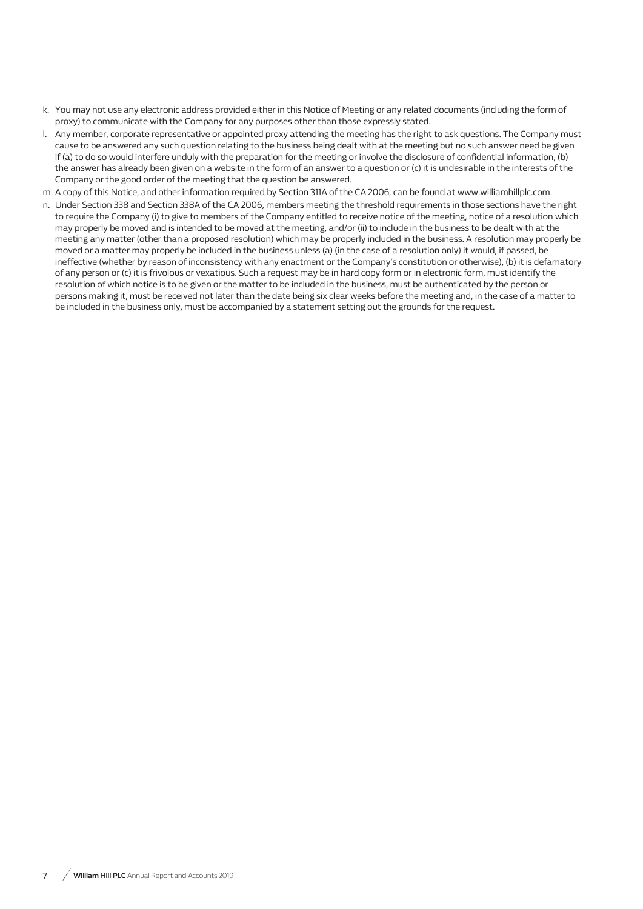k. You may not use any electronic address provided either in this Notice of Meeting or any related documents (including the form of proxy) to communicate with the Company for any purposes other than those expressly stated.

l. Any member, corporate representative or appointed proxy attending the meeting has the right to ask questions. The Company must cause to be answered any such question relating to the business being dealt with at the meeting but no such answer need be given if (a) to do so would interfere unduly with the preparation for the meeting or involve the disclosure of confidential information, (b) the answer has already been given on a website in the form of an answer to a question or (c) it is undesirable in the interests of the Company or the good order of the meeting that the question be answered.

m. A copy of this Notice, and other information required by Section 311A of the CA 2006, can be found at www.williamhillplc.com.

n. Under Section 338 and Section 338A of the CA 2006, members meeting the threshold requirements in those sections have the right to require the Company (i) to give to members of the Company entitled to receive notice of the meeting, notice of a resolution which may properly be moved and is intended to be moved at the meeting, and/or (ii) to include in the business to be dealt with at the meeting any matter (other than a proposed resolution) which may be properly included in the business. A resolution may properly be moved or a matter may properly be included in the business unless (a) (in the case of a resolution only) it would, if passed, be ineffective (whether by reason of inconsistency with any enactment or the Company's constitution or otherwise), (b) it is defamatory of any person or (c) it is frivolous or vexatious. Such a request may be in hard copy form or in electronic form, must identify the resolution of which notice is to be given or the matter to be included in the business, must be authenticated by the person or persons making it, must be received not later than the date being six clear weeks before the meeting and, in the case of a matter to be included in the business only, must be accompanied by a statement setting out the grounds for the request.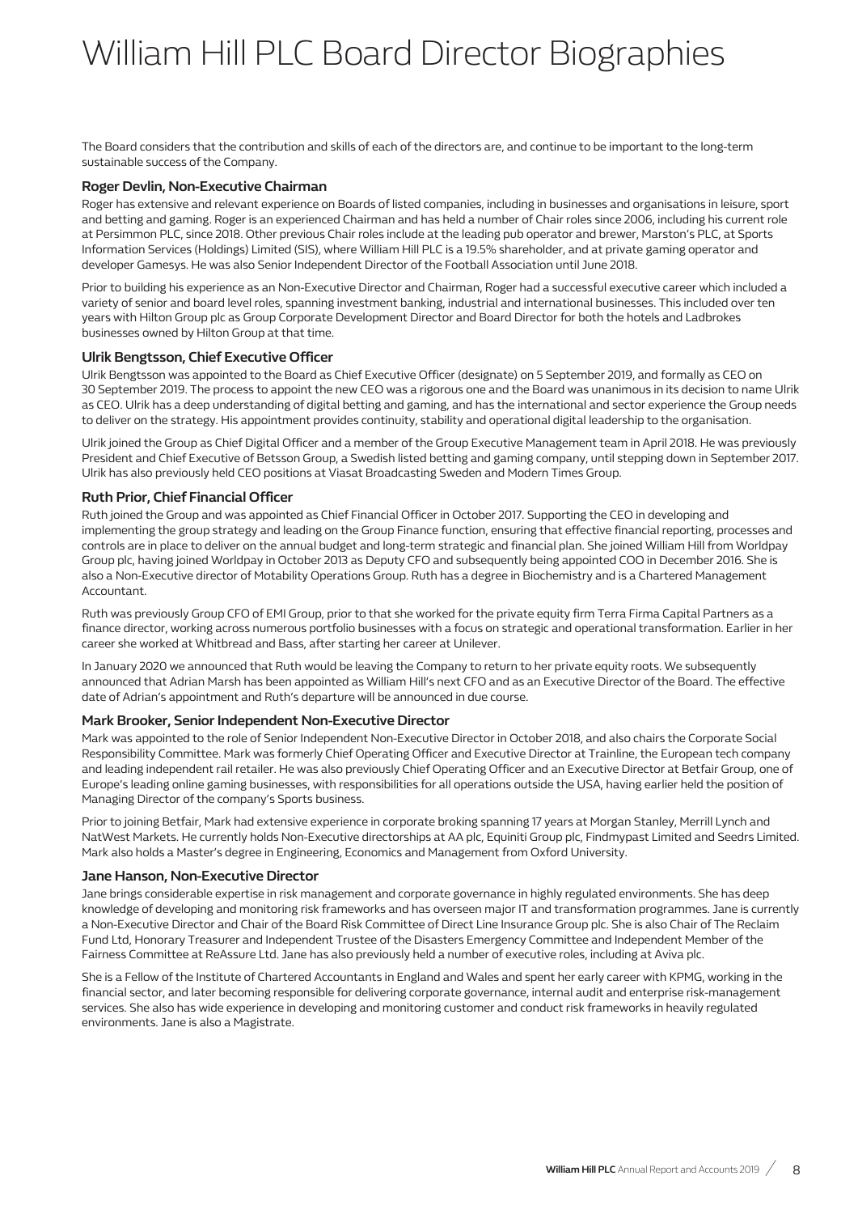# William Hill PLC Board Director Biographies

The Board considers that the contribution and skills of each of the directors are, and continue to be important to the long-term sustainable success of the Company.

### Roger Devlin, Non-Executive Chairman

Roger has extensive and relevant experience on Boards of listed companies, including in businesses and organisations in leisure, sport and betting and gaming. Roger is an experienced Chairman and has held a number of Chair roles since 2006, including his current role at Persimmon PLC, since 2018. Other previous Chair roles include at the leading pub operator and brewer, Marston's PLC, at Sports Information Services (Holdings) Limited (SIS), where William Hill PLC is a 19.5% shareholder, and at private gaming operator and developer Gamesys. He was also Senior Independent Director of the Football Association until June 2018.

Prior to building his experience as an Non-Executive Director and Chairman, Roger had a successful executive career which included a variety of senior and board level roles, spanning investment banking, industrial and international businesses. This included over ten years with Hilton Group plc as Group Corporate Development Director and Board Director for both the hotels and Ladbrokes businesses owned by Hilton Group at that time.

### Ulrik Bengtsson, Chief Executive Officer

Ulrik Bengtsson was appointed to the Board as Chief Executive Officer (designate) on 5 September 2019, and formally as CEO on 30 September 2019. The process to appoint the new CEO was a rigorous one and the Board was unanimous in its decision to name Ulrik as CEO. Ulrik has a deep understanding of digital betting and gaming, and has the international and sector experience the Group needs to deliver on the strategy. His appointment provides continuity, stability and operational digital leadership to the organisation.

Ulrik joined the Group as Chief Digital Officer and a member of the Group Executive Management team in April 2018. He was previously President and Chief Executive of Betsson Group, a Swedish listed betting and gaming company, until stepping down in September 2017. Ulrik has also previously held CEO positions at Viasat Broadcasting Sweden and Modern Times Group.

### Ruth Prior, Chief Financial Officer

Ruth joined the Group and was appointed as Chief Financial Officer in October 2017. Supporting the CEO in developing and implementing the group strategy and leading on the Group Finance function, ensuring that effective financial reporting, processes and controls are in place to deliver on the annual budget and long-term strategic and financial plan. She joined William Hill from Worldpay Group plc, having joined Worldpay in October 2013 as Deputy CFO and subsequently being appointed COO in December 2016. She is also a Non-Executive director of Motability Operations Group. Ruth has a degree in Biochemistry and is a Chartered Management Accountant.

Ruth was previously Group CFO of EMI Group, prior to that she worked for the private equity firm Terra Firma Capital Partners as a finance director, working across numerous portfolio businesses with a focus on strategic and operational transformation. Earlier in her career she worked at Whitbread and Bass, after starting her career at Unilever.

In January 2020 we announced that Ruth would be leaving the Company to return to her private equity roots. We subsequently announced that Adrian Marsh has been appointed as William Hill's next CFO and as an Executive Director of the Board. The effective date of Adrian's appointment and Ruth's departure will be announced in due course.

### Mark Brooker, Senior Independent Non-Executive Director

Mark was appointed to the role of Senior Independent Non-Executive Director in October 2018, and also chairs the Corporate Social Responsibility Committee. Mark was formerly Chief Operating Officer and Executive Director at Trainline, the European tech company and leading independent rail retailer. He was also previously Chief Operating Officer and an Executive Director at Betfair Group, one of Europe's leading online gaming businesses, with responsibilities for all operations outside the USA, having earlier held the position of Managing Director of the company's Sports business.

Prior to joining Betfair, Mark had extensive experience in corporate broking spanning 17 years at Morgan Stanley, Merrill Lynch and NatWest Markets. He currently holds Non-Executive directorships at AA plc, Equiniti Group plc, Findmypast Limited and Seedrs Limited. Mark also holds a Master's degree in Engineering, Economics and Management from Oxford University.

### Jane Hanson, Non-Executive Director

Jane brings considerable expertise in risk management and corporate governance in highly regulated environments. She has deep knowledge of developing and monitoring risk frameworks and has overseen major IT and transformation programmes. Jane is currently a Non-Executive Director and Chair of the Board Risk Committee of Direct Line Insurance Group plc. She is also Chair of The Reclaim Fund Ltd, Honorary Treasurer and Independent Trustee of the Disasters Emergency Committee and Independent Member of the Fairness Committee at ReAssure Ltd. Jane has also previously held a number of executive roles, including at Aviva plc.

She is a Fellow of the Institute of Chartered Accountants in England and Wales and spent her early career with KPMG, working in the financial sector, and later becoming responsible for delivering corporate governance, internal audit and enterprise risk-management services. She also has wide experience in developing and monitoring customer and conduct risk frameworks in heavily regulated environments. Jane is also a Magistrate.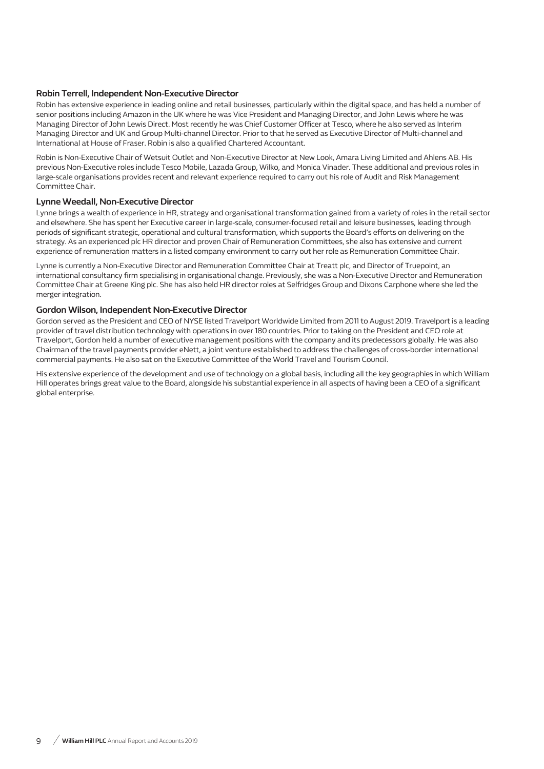### Robin Terrell, Independent Non-Executive Director

Robin has extensive experience in leading online and retail businesses, particularly within the digital space, and has held a number of senior positions including Amazon in the UK where he was Vice President and Managing Director, and John Lewis where he was Managing Director of John Lewis Direct. Most recently he was Chief Customer Officer at Tesco, where he also served as Interim Managing Director and UK and Group Multi-channel Director. Prior to that he served as Executive Director of Multi-channel and International at House of Fraser. Robin is also a qualified Chartered Accountant.

Robin is Non-Executive Chair of Wetsuit Outlet and Non-Executive Director at New Look, Amara Living Limited and Ahlens AB. His previous Non-Executive roles include Tesco Mobile, Lazada Group, Wilko, and Monica Vinader. These additional and previous roles in large-scale organisations provides recent and relevant experience required to carry out his role of Audit and Risk Management Committee Chair.

### Lynne Weedall, Non-Executive Director

Lynne brings a wealth of experience in HR, strategy and organisational transformation gained from a variety of roles in the retail sector and elsewhere. She has spent her Executive career in large-scale, consumer-focused retail and leisure businesses, leading through periods of significant strategic, operational and cultural transformation, which supports the Board's efforts on delivering on the strategy. As an experienced plc HR director and proven Chair of Remuneration Committees, she also has extensive and current experience of remuneration matters in a listed company environment to carry out her role as Remuneration Committee Chair.

Lynne is currently a Non-Executive Director and Remuneration Committee Chair at Treatt plc, and Director of Truepoint, an international consultancy firm specialising in organisational change. Previously, she was a Non-Executive Director and Remuneration Committee Chair at Greene King plc. She has also held HR director roles at Selfridges Group and Dixons Carphone where she led the merger integration.

### Gordon Wilson, Independent Non-Executive Director

Gordon served as the President and CEO of NYSE listed Travelport Worldwide Limited from 2011 to August 2019. Travelport is a leading provider of travel distribution technology with operations in over 180 countries. Prior to taking on the President and CEO role at Travelport, Gordon held a number of executive management positions with the company and its predecessors globally. He was also Chairman of the travel payments provider eNett, a joint venture established to address the challenges of cross-border international commercial payments. He also sat on the Executive Committee of the World Travel and Tourism Council.

His extensive experience of the development and use of technology on a global basis, including all the key geographies in which William Hill operates brings great value to the Board, alongside his substantial experience in all aspects of having been a CEO of a significant global enterprise.